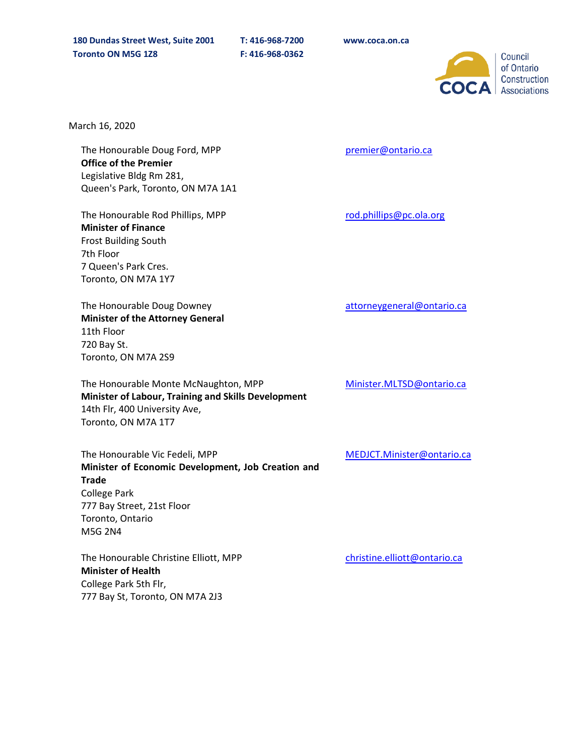180 Dundas Street West, Suite 2001
Toronto ON M5G 1Z8

T: 416-968-7200
F: 416-968-0362

www.coca.on.ca

COCA | Council of Ontario Construction Associations

March 16, 2020

The Honourable Doug Ford, MPP
**Office of the Premier**
Legislative Bldg Rm 281,
Queen's Park, Toronto, ON M7A 1A1

premier@ontario.ca

The Honourable Rod Phillips, MPP
**Minister of Finance**
Frost Building South
7th Floor
7 Queen's Park Cres.
Toronto, ON M7A 1Y7

rod.phillips@pc.ola.org

The Honourable Doug Downey
**Minister of the Attorney General**
11th Floor
720 Bay St.
Toronto, ON M7A 2S9

attorneygeneral@ontario.ca

The Honourable Monte McNaughton, MPP
**Minister of Labour, Training and Skills Development**
14th Flr, 400 University Ave,
Toronto, ON M7A 1T7

Minister.MLTSD@ontario.ca

The Honourable Vic Fedeli, MPP
**Minister of Economic Development, Job Creation and Trade**
College Park
777 Bay Street, 21st Floor
Toronto, Ontario
M5G 2N4

MEDJCT.Minister@ontario.ca

The Honourable Christine Elliott, MPP
**Minister of Health**
College Park 5th Flr,
777 Bay St, Toronto, ON M7A 2J3

christine.elliott@ontario.ca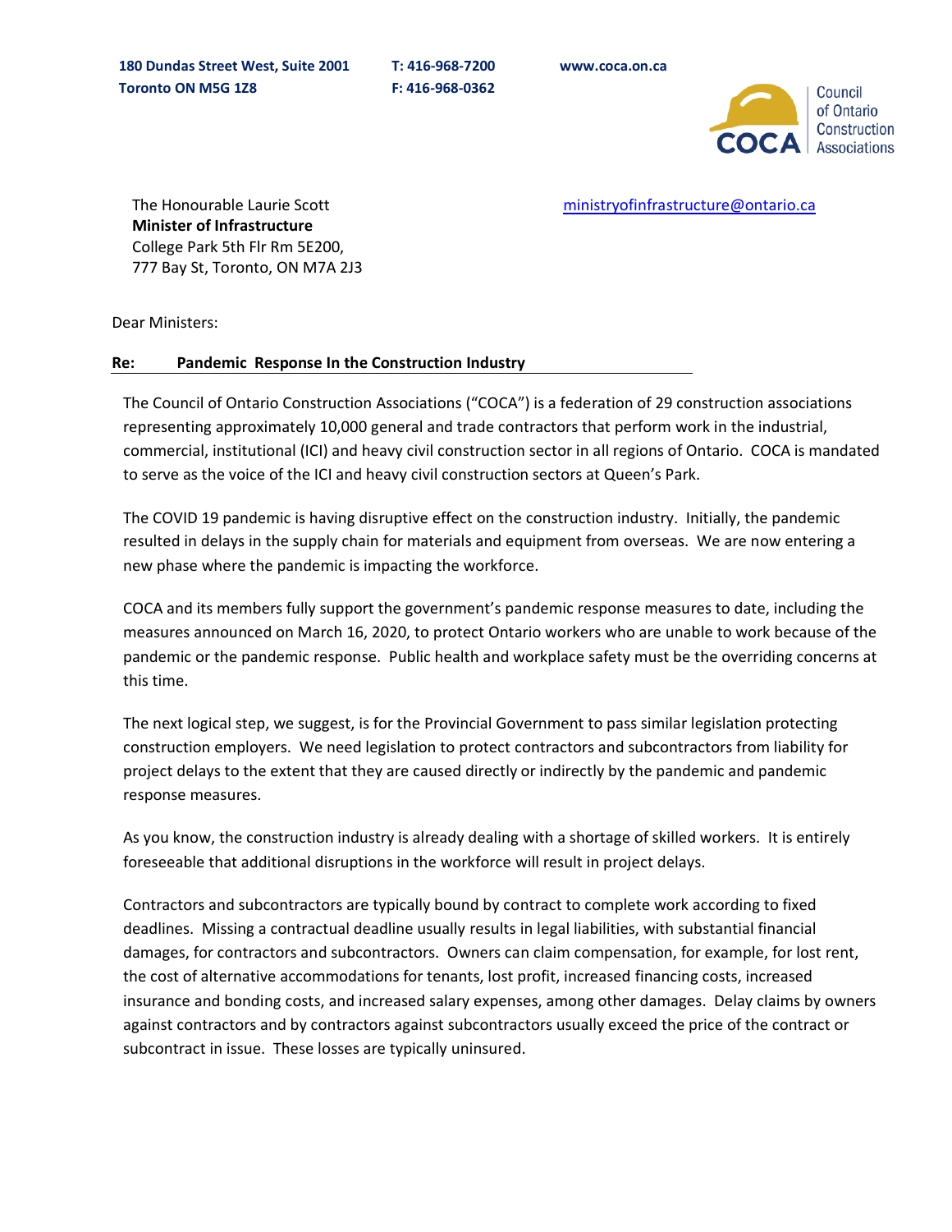180 Dundas Street West, Suite 2001
Toronto ON M5G 1Z8

T: 416-968-7200
F: 416-968-0362

www.coca.on.ca

Council of Ontario Construction Associations

The Honourable Laurie Scott
**Minister of Infrastructure**
College Park 5th Flr Rm 5E200,
777 Bay St, Toronto, ON M7A 2J3

ministryofinfrastructure@ontario.ca

Dear Ministers:

**Re: Pandemic Response In the Construction Industry**

The Council of Ontario Construction Associations ("COCA") is a federation of 29 construction associations representing approximately 10,000 general and trade contractors that perform work in the industrial, commercial, institutional (ICI) and heavy civil construction sector in all regions of Ontario. COCA is mandated to serve as the voice of the ICI and heavy civil construction sectors at Queen's Park.

The COVID 19 pandemic is having disruptive effect on the construction industry. Initially, the pandemic resulted in delays in the supply chain for materials and equipment from overseas. We are now entering a new phase where the pandemic is impacting the workforce.

COCA and its members fully support the government's pandemic response measures to date, including the measures announced on March 16, 2020, to protect Ontario workers who are unable to work because of the pandemic or the pandemic response. Public health and workplace safety must be the overriding concerns at this time.

The next logical step, we suggest, is for the Provincial Government to pass similar legislation protecting construction employers. We need legislation to protect contractors and subcontractors from liability for project delays to the extent that they are caused directly or indirectly by the pandemic and pandemic response measures.

As you know, the construction industry is already dealing with a shortage of skilled workers. It is entirely foreseeable that additional disruptions in the workforce will result in project delays.

Contractors and subcontractors are typically bound by contract to complete work according to fixed deadlines. Missing a contractual deadline usually results in legal liabilities, with substantial financial damages, for contractors and subcontractors. Owners can claim compensation, for example, for lost rent, the cost of alternative accommodations for tenants, lost profit, increased financing costs, increased insurance and bonding costs, and increased salary expenses, among other damages. Delay claims by owners against contractors and by contractors against subcontractors usually exceed the price of the contract or subcontract in issue. These losses are typically uninsured.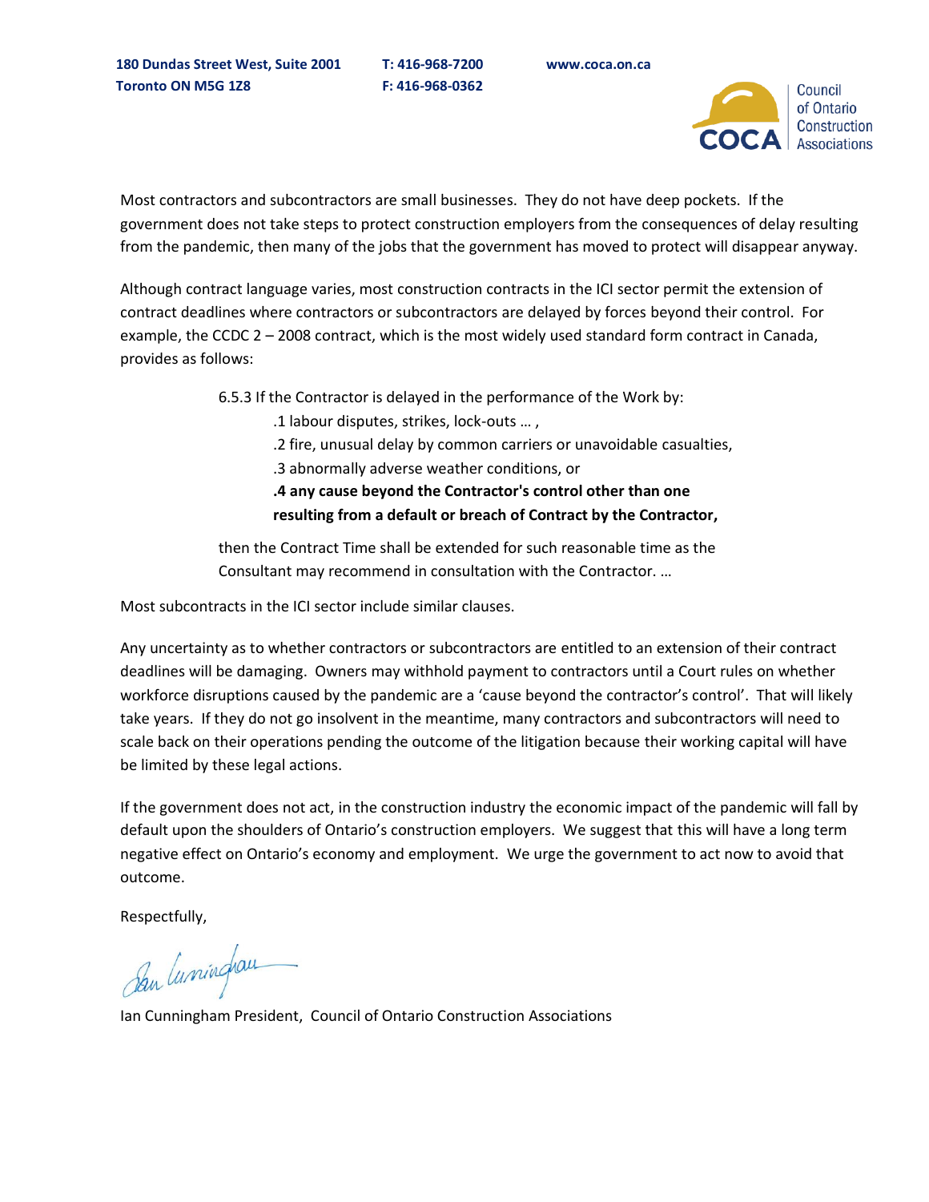Most contractors and subcontractors are small businesses. They do not have deep pockets. If the government does not take steps to protect construction employers from the consequences of delay resulting from the pandemic, then many of the jobs that the government has moved to protect will disappear anyway.

Although contract language varies, most construction contracts in the ICI sector permit the extension of contract deadlines where contractors or subcontractors are delayed by forces beyond their control. For example, the CCDC 2 – 2008 contract, which is the most widely used standard form contract in Canada, provides as follows:

> 6.5.3 If the Contractor is delayed in the performance of the Work by:
>
> .1 labour disputes, strikes, lock-outs … ,
>
> .2 fire, unusual delay by common carriers or unavoidable casualties,
>
> .3 abnormally adverse weather conditions, or
>
> **.4 any cause beyond the Contractor's control other than one resulting from a default or breach of Contract by the Contractor,**
>
> then the Contract Time shall be extended for such reasonable time as the Consultant may recommend in consultation with the Contractor. …

Most subcontracts in the ICI sector include similar clauses.

Any uncertainty as to whether contractors or subcontractors are entitled to an extension of their contract deadlines will be damaging. Owners may withhold payment to contractors until a Court rules on whether workforce disruptions caused by the pandemic are a 'cause beyond the contractor's control'. That will likely take years. If they do not go insolvent in the meantime, many contractors and subcontractors will need to scale back on their operations pending the outcome of the litigation because their working capital will have be limited by these legal actions.

If the government does not act, in the construction industry the economic impact of the pandemic will fall by default upon the shoulders of Ontario's construction employers. We suggest that this will have a long term negative effect on Ontario's economy and employment. We urge the government to act now to avoid that outcome.

Respectfully,

Ian Cunningham President, Council of Ontario Construction Associations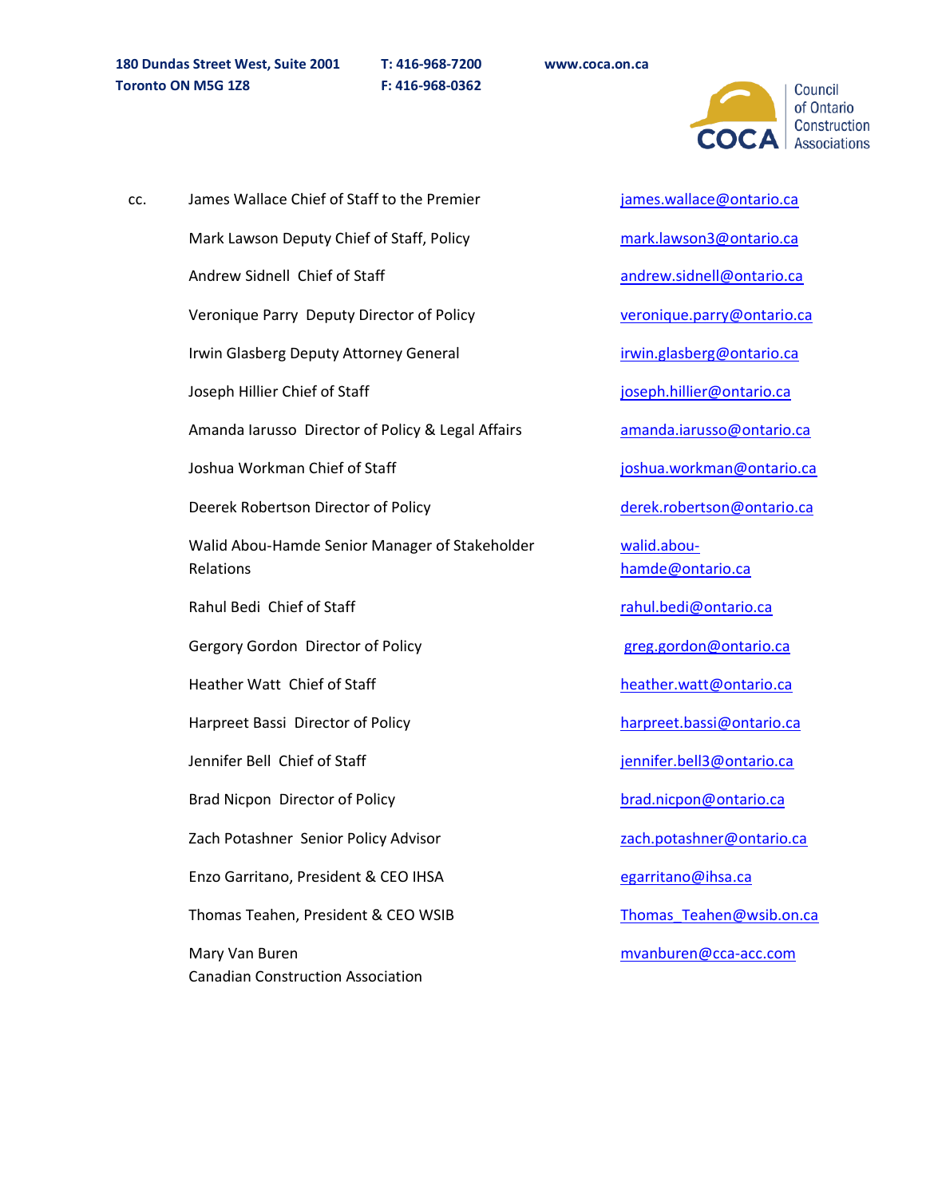180 Dundas Street West, Suite 2001
Toronto ON M5G 1Z8

T: 416-968-7200
F: 416-968-0362

www.coca.on.ca

Council of Ontario Construction Associations

| | | |
|---|---|---|
| cc. | James Wallace Chief of Staff to the Premier | james.wallace@ontario.ca |
| | Mark Lawson Deputy Chief of Staff, Policy | mark.lawson3@ontario.ca |
| | Andrew Sidnell Chief of Staff | andrew.sidnell@ontario.ca |
| | Veronique Parry Deputy Director of Policy | veronique.parry@ontario.ca |
| | Irwin Glasberg Deputy Attorney General | irwin.glasberg@ontario.ca |
| | Joseph Hillier Chief of Staff | joseph.hillier@ontario.ca |
| | Amanda Iarusso Director of Policy & Legal Affairs | amanda.iarusso@ontario.ca |
| | Joshua Workman Chief of Staff | joshua.workman@ontario.ca |
| | Deerek Robertson Director of Policy | derek.robertson@ontario.ca |
| | Walid Abou-Hamde Senior Manager of Stakeholder Relations | walid.abou-hamde@ontario.ca |
| | Rahul Bedi Chief of Staff | rahul.bedi@ontario.ca |
| | Gergory Gordon Director of Policy | greg.gordon@ontario.ca |
| | Heather Watt Chief of Staff | heather.watt@ontario.ca |
| | Harpreet Bassi Director of Policy | harpreet.bassi@ontario.ca |
| | Jennifer Bell Chief of Staff | jennifer.bell3@ontario.ca |
| | Brad Nicpon Director of Policy | brad.nicpon@ontario.ca |
| | Zach Potashner Senior Policy Advisor | zach.potashner@ontario.ca |
| | Enzo Garritano, President & CEO IHSA | egarritano@ihsa.ca |
| | Thomas Teahen, President & CEO WSIB | Thomas_Teahen@wsib.on.ca |
| | Mary Van Buren Canadian Construction Association | mvanburen@cca-acc.com |